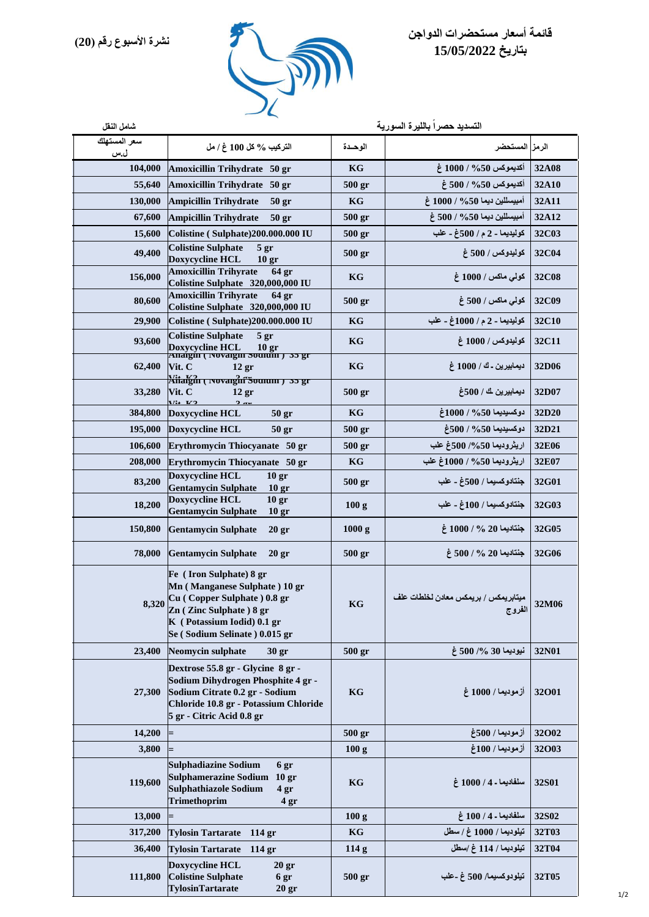# قائمة أسعار مستحضرات الدواجن
## بتاريخ 15/05/2022

**نشرة الأسبوع رقم (20)**

التسديد حصراً بالليرة السورية

شامل النقل

| الرمز | المستحضر | الوحـدة | التركيب % كل 100 غ / مل | سعر المستهلك ل.س |
|---|---|---|---|---|
| 32A08 | أديموكس 50% / 1000 غ | KG | Amoxicillin Trihydrate 50 gr | 104,000 |
| 32A10 | أديموكس 50% / 500 غ | 500 gr | Amoxicillin Trihydrate 50 gr | 55,640 |
| 32A11 | أمبيسللين ديما 50% / 1000 غ | KG | Ampicillin Trihydrate 50 gr | 130,000 |
| 32A12 | أمبيسللين ديما 50% / 500 غ | 500 gr | Ampicillin Trihydrate 50 gr | 67,600 |
| 32C03 | كوليديما - 2 م / 500غ - علب | 500 gr | Colistine ( Sulphate)200.000.000 IU | 15,600 |
| 32C04 | كوليدوكس / 500 غ | 500 gr | Colistine Sulphate 5 gr<br>Doxycycline HCL 10 gr | 49,400 |
| 32C08 | كولي ماكس / 1000 غ | KG | Amoxicillin Trihyrate 64 gr<br>Colistine Sulphate 320,000,000 IU | 156,000 |
| 32C09 | كولي ماكس / 500 غ | 500 gr | Amoxicillin Trihyrate 64 gr<br>Colistine Sulphate 320,000,000 IU | 80,600 |
| 32C10 | كوليديما - 2 م / 1000غ - علب | KG | Colistine ( Sulphate)200.000.000 IU | 29,900 |
| 32C11 | كوليدوكس / 1000 غ | KG | Colistine Sulphate 5 gr<br>Doxycycline HCL 10 gr | 93,600 |
| 32D06 | ديمابيرين - ك / 1000 غ | KG | Analgin ( Novalgin Sodium ) 35 gr<br>Vit. C 12 gr<br>Vit. K3 2 gr | 62,400 |
| 32D07 | ديمابيرين ك / 500غ | 500 gr | Analgin ( Novalgin Sodium ) 35 gr<br>Vit. C 12 gr<br>Vit. K3 2 gr | 33,280 |
| 32D20 | دوكسيديما 50% / 1000غ | KG | Doxycycline HCL 50 gr | 384,800 |
| 32D21 | دوكسيديما 50% / 500غ | 500 gr | Doxycycline HCL 50 gr | 195,000 |
| 32E06 | اريثروديما 50%/ 500غ علب | 500 gr | Erythromycin Thiocyanate 50 gr | 106,600 |
| 32E07 | اريثروديما 50% / 1000غ علب | KG | Erythromycin Thiocyanate 50 gr | 208,000 |
| 32G01 | جنتادوكسيما / 500غ - علب | 500 gr | Doxycycline HCL 10 gr<br>Gentamycin Sulphate 10 gr | 83,200 |
| 32G03 | جنتادوكسيما / 100غ - علب | 100 g | Doxycycline HCL 10 gr<br>Gentamycin Sulphate 10 gr | 18,200 |
| 32G05 | جنتاديما 20 % / 1000 غ | 1000 g | Gentamycin Sulphate 20 gr | 150,800 |
| 32G06 | جنتاديما 20 % / 500 غ | 500 gr | Gentamycin Sulphate 20 gr | 78,000 |
| 32M06 | ميتابريمكس / بريمكس معادن لخلطات علف الفروج | KG | Fe ( Iron Sulphate) 8 gr<br>Mn ( Manganese Sulphate ) 10 gr<br>Cu ( Copper Sulphate ) 0.8 gr<br>Zn ( Zinc Sulphate ) 8 gr<br>K ( Potassium Iodid) 0.1 gr<br>Se ( Sodium Selinate ) 0.015 gr | 8,320 |
| 32N01 | نيوديما 30 %/ 500 غ | 500 gr | Neomycin sulphate 30 gr | 23,400 |
| 32O01 | أزموديما / 1000 غ | KG | Dextrose 55.8 gr - Glycine 8 gr - Sodium Dihydrogen Phosphite 4 gr - Sodium Citrate 0.2 gr - Sodium Chloride 10.8 gr - Potassium Chloride 5 gr - Citric Acid 0.8 gr | 27,300 |
| 32O02 | أزموديما / 500غ | 500 gr | = | 14,200 |
| 32O03 | أزموديما / 100غ | 100 g | = | 3,800 |
| 32S01 | سلفاديما - 4 / 1000 غ | KG | Sulphadiazine Sodium 6 gr<br>Sulphamerazine Sodium 10 gr<br>Sulphathiazole Sodium 4 gr<br>Trimethoprim 4 gr | 119,600 |
| 32S02 | سلفاديما - 4 / 100 غ | 100 g | = | 13,000 |
| 32T03 | تيلوديما / 1000 غ / سطل | KG | Tylosin Tartarate 114 gr | 317,200 |
| 32T04 | تيلوديما / 114 غ /سطل | 114 g | Tylosin Tartarate 114 gr | 36,400 |
| 32T05 | تيلودوكسيما/ 500 غ -علب | 500 gr | Doxycycline HCL 20 gr<br>Colistine Sulphate 6 gr<br>TylosinTartarate 20 gr | 111,800 |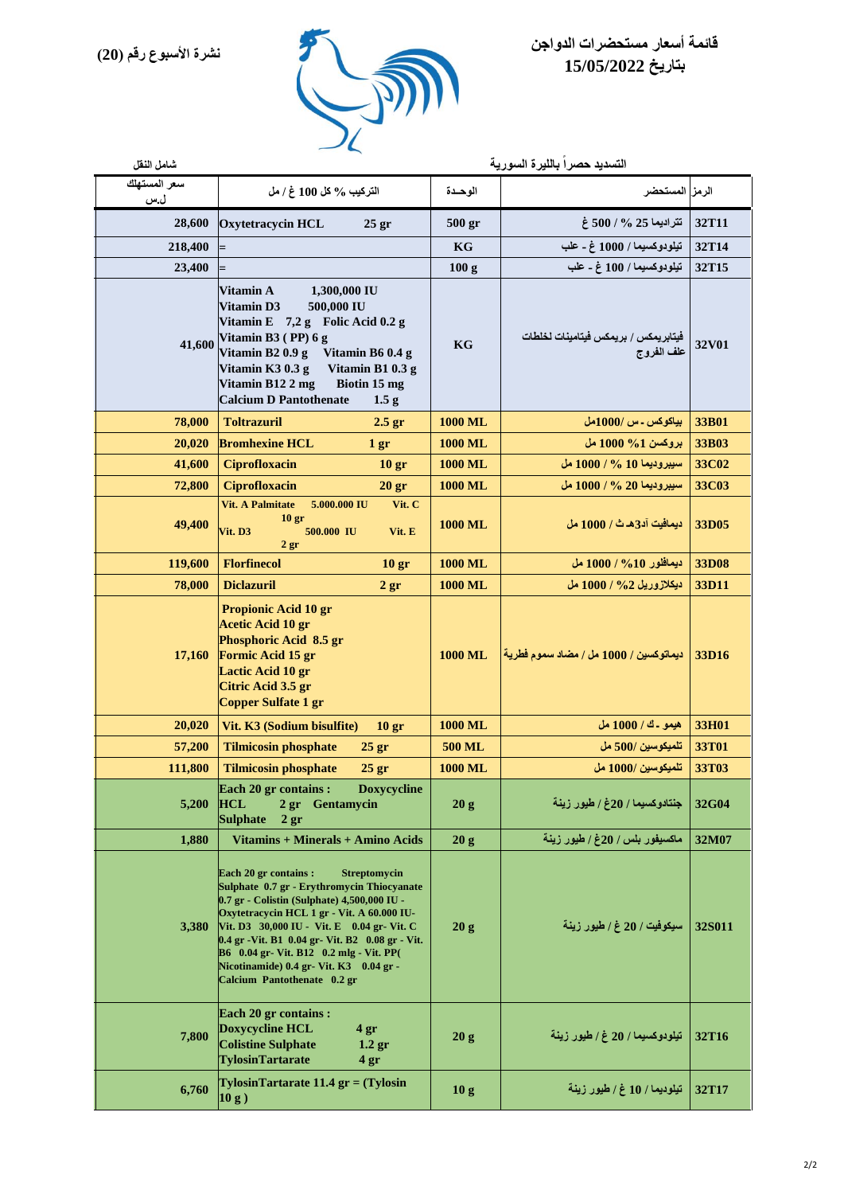# قائمة أسعار مستحضرات الدواجن
## بتاريخ 15/05/2022

**نشرة الأسبوع رقم (20)**

التسديد حصراً بالليرة السورية

شامل النقل

| الرمز | المستحضر | الوحـدة | التركيب % كل 100 غ / مل | سعر المستهلك ل.س |
|---|---|---|---|---|
| 32T11 | تترادیما 25 % / 500 غ | 500 gr | Oxytetracycin HCL 25 gr | 28,600 |
| 32T14 | تیلودوكسیما / 1000 غ - علب | KG | = | 218,400 |
| 32T15 | تیلودوكسیما / 100 غ - علب | 100 g | = | 23,400 |
| 32V01 | فیتابریمكس / بریمكس فیتامینات لخلطات علف الفروج | KG | Vitamin A 1,300,000 IU<br>Vitamin D3 500,000 IU<br>Vitamin E 7,2 g Folic Acid 0.2 g<br>Vitamin B3 ( PP) 6 g<br>Vitamin B2 0.9 g Vitamin B6 0.4 g<br>Vitamin K3 0.3 g Vitamin B1 0.3 g<br>Vitamin B12 2 mg Biotin 15 mg<br>Calcium D Pantothenate 1.5 g | 41,600 |
| 33B01 | بیاكوكس - س /1000مل | 1000 ML | Toltrazuril 2.5 gr | 78,000 |
| 33B03 | بروكسن 1% 1000 مل | 1000 ML | Bromhexine HCL 1 gr | 20,020 |
| 33C02 | سیبرودیما 10 % / 1000 مل | 1000 ML | Ciprofloxacin 10 gr | 41,600 |
| 33C03 | سیبرودیما 20 % / 1000 مل | 1000 ML | Ciprofloxacin 20 gr | 72,800 |
| 33D05 | دیمافیت آد3هـ ث / 1000 مل | 1000 ML | Vit. A Palmitate 5.000.000 IU Vit. C 10 gr<br>Vit. D3 500.000 IU Vit. E 2 gr | 49,400 |
| 33D08 | دیمافلور 10% / 1000 مل | 1000 ML | Florfinecol 10 gr | 119,600 |
| 33D11 | دیكلازوریل 2% / 1000 مل | 1000 ML | Diclazuril 2 gr | 78,000 |
| 33D16 | دیماتوكسین / 1000 مل / مضاد سموم فطریة | 1000 ML | Propionic Acid 10 gr<br>Acetic Acid 10 gr<br>Phosphoric Acid 8.5 gr<br>Formic Acid 15 gr<br>Lactic Acid 10 gr<br>Citric Acid 3.5 gr<br>Copper Sulfate 1 gr | 17,160 |
| 33H01 | هیمو - ك / 1000 مل | 1000 ML | Vit. K3 (Sodium bisulfite) 10 gr | 20,020 |
| 33T01 | تلمیكوسین /500 مل | 500 ML | Tilmicosin phosphate 25 gr | 57,200 |
| 33T03 | تلمیكوسین /1000 مل | 1000 ML | Tilmicosin phosphate 25 gr | 111,800 |
| 32G04 | جنتادوكسیما / 20غ / طیور زینة | 20 g | Each 20 gr contains : Doxycycline HCL 2 gr Gentamycin Sulphate 2 gr | 5,200 |
| 32M07 | ماكسیفور بلس / 20غ / طیور زینة | 20 g | Vitamins + Minerals + Amino Acids | 1,880 |
| 32S011 | سیكوفیت / 20 غ / طیور زینة | 20 g | Each 20 gr contains : Streptomycin Sulphate 0.7 gr - Erythromycin Thiocyanate 0.7 gr - Colistin (Sulphate) 4,500,000 IU - Oxytetracycin HCL 1 gr - Vit. A 60.000 IU- Vit. D3 30,000 IU - Vit. E 0.04 gr- Vit. C 0.4 gr -Vit. B1 0.04 gr- Vit. B2 0.08 gr - Vit. B6 0.04 gr- Vit. B12 0.2 mlg - Vit. PP( Nicotinamide) 0.4 gr- Vit. K3 0.04 gr - Calcium Pantothenate 0.2 gr | 3,380 |
| 32T16 | تیلودوكسیما / 20 غ / طیور زینة | 20 g | Each 20 gr contains :<br>Doxycycline HCL 4 gr<br>Colistine Sulphate 1.2 gr<br>TylosinTartarate 4 gr | 7,800 |
| 32T17 | تیلودیما / 10 غ / طیور زینة | 10 g | TylosinTartarate 11.4 gr = (Tylosin 10 g ) | 6,760 |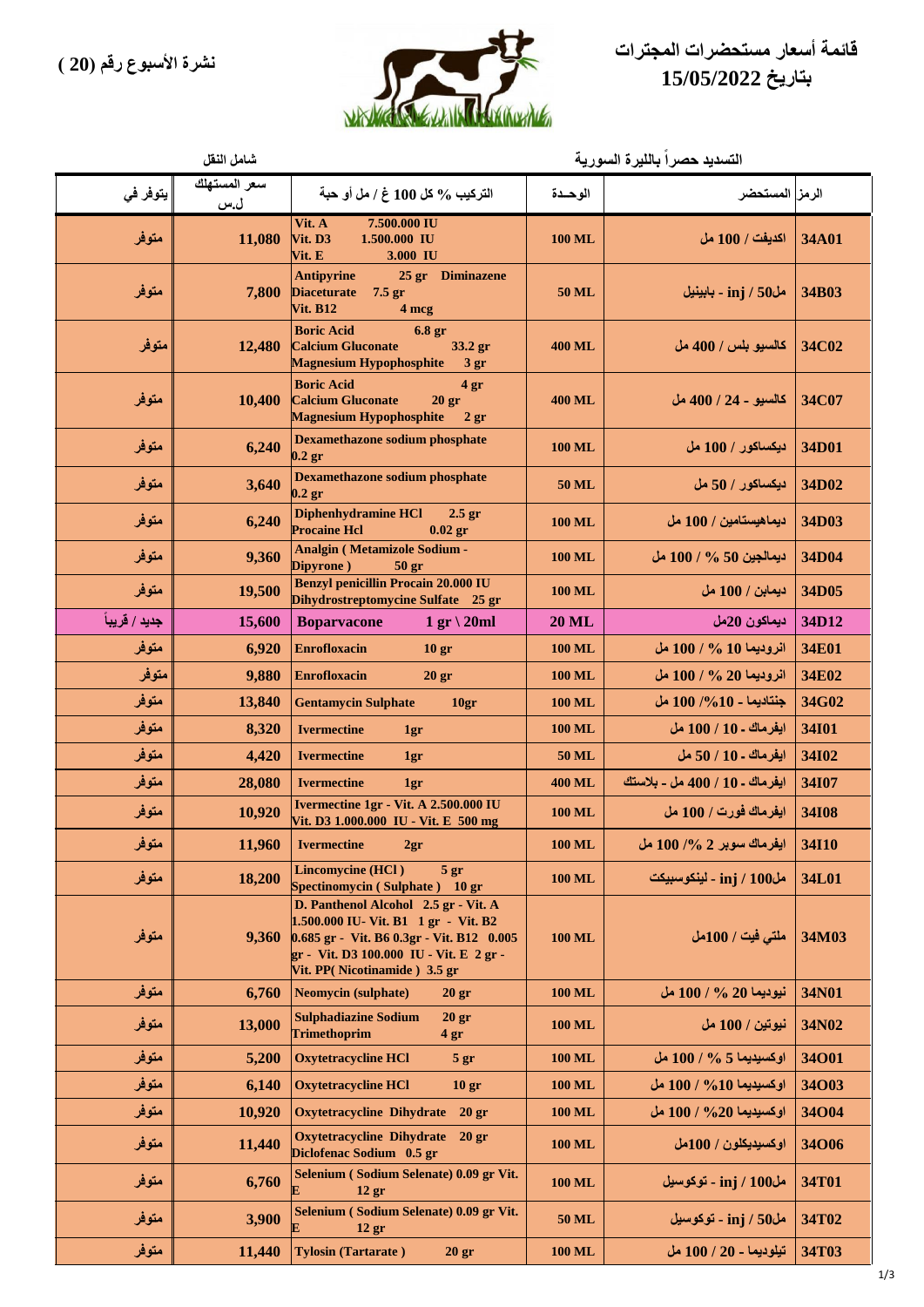# قائمة أسعار مستحضرات المجترات
## بتاريخ 15/05/2022

**نشرة الأسبوع رقم (20)**

التسديد حصراً بالليرة السورية — شامل النقل

| الرمز | المستحضر | الوحـدة | التركيب % كل 100 غ / مل أو حبة | سعر المستهلك ل.س | يتوفر في |
|---|---|---|---|---|---|
| 34A01 | اكديفت / 100 مل | 100 ML | Vit. A 7.500.000 IU<br>Vit. D3 1.500.000 IU<br>Vit. E 3.000 IU | 11,080 | متوفر |
| 34B03 | مل50 / inj - بايبنيل | 50 ML | Antipyrine 25 gr Diminazene Diaceturate 7.5 gr<br>Vit. B12 4 mcg | 7,800 | متوفر |
| 34C02 | كالسيو بلس / 400 مل | 400 ML | Boric Acid 6.8 gr<br>Calcium Gluconate 33.2 gr<br>Magnesium Hypophosphite 3 gr | 12,480 | متوفر |
| 34C07 | كالسيو - 24 / 400 مل | 400 ML | Boric Acid 4 gr<br>Calcium Gluconate 20 gr<br>Magnesium Hypophosphite 2 gr | 10,400 | متوفر |
| 34D01 | ديكساكور / 100 مل | 100 ML | Dexamethazone sodium phosphate 0.2 gr | 6,240 | متوفر |
| 34D02 | ديكساكور / 50 مل | 50 ML | Dexamethazone sodium phosphate 0.2 gr | 3,640 | متوفر |
| 34D03 | ديماهيستامين / 100 مل | 100 ML | Diphenhydramine HCl 2.5 gr<br>Procaine Hcl 0.02 gr | 6,240 | متوفر |
| 34D04 | ديمالجين 50 % / 100 مل | 100 ML | Analgin ( Metamizole Sodium - Dipyrone ) 50 gr | 9,360 | متوفر |
| 34D05 | ديمابن / 100 مل | 100 ML | Benzyl penicillin Procain 20.000 IU<br>Dihydrostreptomycine Sulfate 25 gr | 19,500 | متوفر |
| 34D12 | ديماكون 20مل | 20 ML | Boparvacone 1 gr \ 20ml | 15,600 | جديد / قريباً |
| 34E01 | انروديما 10 % / 100 مل | 100 ML | Enrofloxacin 10 gr | 6,920 | متوفر |
| 34E02 | انروديما 20 % / 100 مل | 100 ML | Enrofloxacin 20 gr | 9,880 | متوفر |
| 34G02 | جنتاديما - 10%/ 100 مل | 100 ML | Gentamycin Sulphate 10gr | 13,840 | متوفر |
| 34I01 | ايفرماك - 10 / 100 مل | 100 ML | Ivermectine 1gr | 8,320 | متوفر |
| 34I02 | ايفرماك - 10 / 50 مل | 50 ML | Ivermectine 1gr | 4,420 | متوفر |
| 34I07 | ايفرماك - 10 / 400 مل - بلاستك | 400 ML | Ivermectine 1gr | 28,080 | متوفر |
| 34I08 | ايفرماك فورت / 100 مل | 100 ML | Ivermectine 1gr - Vit. A 2.500.000 IU<br>Vit. D3 1.000.000 IU - Vit. E 500 mg | 10,920 | متوفر |
| 34I10 | ايفرماك سوبر 2 %/ 100 مل | 100 ML | Ivermectine 2gr | 11,960 | متوفر |
| 34L01 | مل100 / inj - لينكوسبكت | 100 ML | Lincomycine (HCl ) 5 gr<br>Spectinomycin ( Sulphate ) 10 gr | 18,200 | متوفر |
| 34M03 | ملتي فيت / 100مل | 100 ML | D. Panthenol Alcohol 2.5 gr - Vit. A 1.500.000 IU- Vit. B1 1 gr - Vit. B2 0.685 gr - Vit. B6 0.3gr - Vit. B12 0.005 gr - Vit. D3 100.000 IU - Vit. E 2 gr - Vit. PP( Nicotinamide ) 3.5 gr | 9,360 | متوفر |
| 34N01 | نيوديما 20 % / 100 مل | 100 ML | Neomycin (sulphate) 20 gr | 6,760 | متوفر |
| 34N02 | نيوتين / 100 مل | 100 ML | Sulphadiazine Sodium 20 gr<br>Trimethoprim 4 gr | 13,000 | متوفر |
| 34O01 | اوكسيديما 5 % / 100 مل | 100 ML | Oxytetracycline HCl 5 gr | 5,200 | متوفر |
| 34O03 | اوكسيديما 10% / 100 مل | 100 ML | Oxytetracycline HCl 10 gr | 6,140 | متوفر |
| 34O04 | اوكسيديما 20% / 100 مل | 100 ML | Oxytetracycline Dihydrate 20 gr | 10,920 | متوفر |
| 34O06 | اوكسيديكلون / 100مل | 100 ML | Oxytetracycline Dihydrate 20 gr<br>Diclofenac Sodium 0.5 gr | 11,440 | متوفر |
| 34T01 | مل100 / inj - توكوسيل | 100 ML | Selenium ( Sodium Selenate) 0.09 gr Vit. E 12 gr | 6,760 | متوفر |
| 34T02 | مل50 / inj - توكوسيل | 50 ML | Selenium ( Sodium Selenate) 0.09 gr Vit. E 12 gr | 3,900 | متوفر |
| 34T03 | تيلوديما - 20 / 100 مل | 100 ML | Tylosin (Tartarate ) 20 gr | 11,440 | متوفر |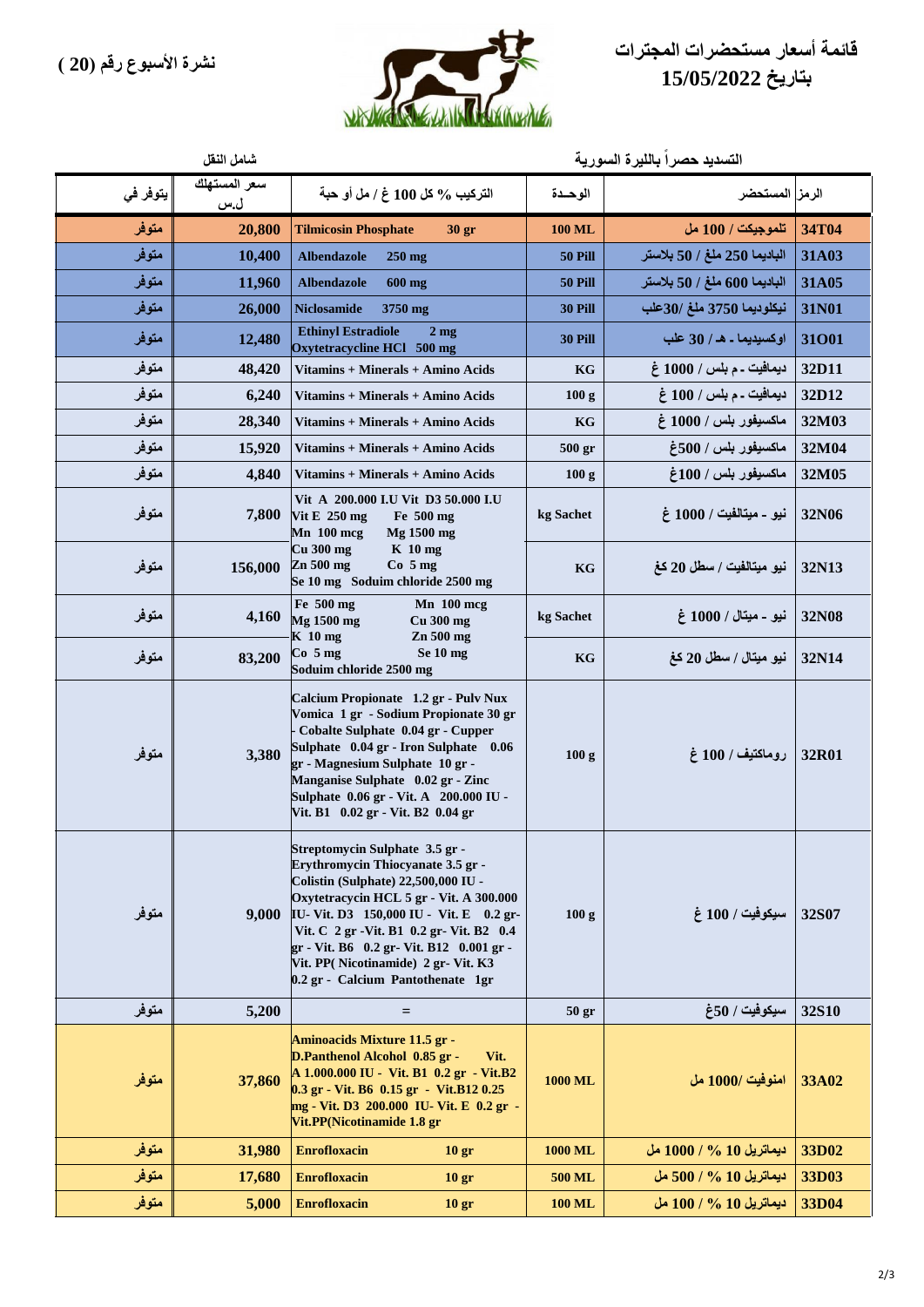# قائمة أسعار مستحضرات المجترات
## بتاريخ 15/05/2022

**نشرة الأسبوع رقم (20)**

التسديد حصراً بالليرة السورية — شامل النقل

| الرمز | المستحضر | الوحـدة | التركيب % كل 100 غ / مل أو حبة | سعر المستهلك ل.س | يتوفر في |
|---|---|---|---|---|---|
| 34T04 | تلموجيكت / 100 مل | 100 ML | Tilmicosin Phosphate 30 gr | 20,800 | متوفر |
| 31A03 | الباديما 250 ملغ / 50 بلاستر | 50 Pill | Albendazole 250 mg | 10,400 | متوفر |
| 31A05 | الباديما 600 ملغ / 50 بلاستر | 50 Pill | Albendazole 600 mg | 11,960 | متوفر |
| 31N01 | نيكلوديما 3750 ملغ /30علب | 30 Pill | Niclosamide 3750 mg | 26,000 | متوفر |
| 31O01 | اوكسيديما - هـ / 30 علب | 30 Pill | Ethinyl Estradiole 2 mg Oxytetracycline HCl 500 mg | 12,480 | متوفر |
| 32D11 | ديمافيت - م بلس / 1000 غ | KG | Vitamins + Minerals + Amino Acids | 48,420 | متوفر |
| 32D12 | ديمافيت - م بلس / 100 غ | 100 g | Vitamins + Minerals + Amino Acids | 6,240 | متوفر |
| 32M03 | ماكسيفور بلس / 1000 غ | KG | Vitamins + Minerals + Amino Acids | 28,340 | متوفر |
| 32M04 | ماكسيفور بلس / 500غ | 500 gr | Vitamins + Minerals + Amino Acids | 15,920 | متوفر |
| 32M05 | ماكسيفور بلس / 100غ | 100 g | Vitamins + Minerals + Amino Acids | 4,840 | متوفر |
| 32N06 | نيو - ميتالفيت / 1000 غ | kg Sachet | Vit A 200.000 I.U Vit D3 50.000 I.U Vit E 250 mg Fe 500 mg Mn 100 mcg Mg 1500 mg Cu 300 mg K 10 mg Zn 500 mg Co 5 mg Se 10 mg Soduim chloride 2500 mg | 7,800 | متوفر |
| 32N13 | نيو ميتالفيت / سطل 20 كغ | KG | = | 156,000 | متوفر |
| 32N08 | نيو - ميتال / 1000 غ | kg Sachet | Fe 500 mg Mn 100 mcg Mg 1500 mg Cu 300 mg K 10 mg Zn 500 mg Co 5 mg Se 10 mg Soduim chloride 2500 mg | 4,160 | متوفر |
| 32N14 | نيو ميتال / سطل 20 كغ | KG | = | 83,200 | متوفر |
| 32R01 | روماكتيف / 100 غ | 100 g | Calcium Propionate 1.2 gr - Pulv Nux Vomica 1 gr - Sodium Propionate 30 gr - Cobalte Sulphate 0.04 gr - Cupper Sulphate 0.04 gr - Iron Sulphate 0.06 gr - Magnesium Sulphate 10 gr - Manganise Sulphate 0.02 gr - Zinc Sulphate 0.06 gr - Vit. A 200.000 IU - Vit. B1 0.02 gr - Vit. B2 0.04 gr | 3,380 | متوفر |
| 32S07 | سيكوفيت / 100 غ | 100 g | Streptomycin Sulphate 3.5 gr - Erythromycin Thiocyanate 3.5 gr - Colistin (Sulphate) 22,500,000 IU - Oxytetracycin HCL 5 gr - Vit. A 300.000 IU- Vit. D3 150,000 IU - Vit. E 0.2 gr- Vit. C 2 gr -Vit. B1 0.2 gr- Vit. B2 0.4 gr - Vit. B6 0.2 gr- Vit. B12 0.001 gr - Vit. PP( Nicotinamide) 2 gr- Vit. K3 0.2 gr - Calcium Pantothenate 1gr | 9,000 | متوفر |
| 32S10 | سيكوفيت / 50غ | 50 gr | = | 5,200 | متوفر |
| 33A02 | امنوفيت /1000 مل | 1000 ML | Aminoacids Mixture 11.5 gr - D.Panthenol Alcohol 0.85 gr - Vit. A 1.000.000 IU - Vit. B1 0.2 gr - Vit.B2 0.3 gr - Vit. B6 0.15 gr - Vit.B12 0.25 mg - Vit. D3 200.000 IU- Vit. E 0.2 gr - Vit.PP(Nicotinamide 1.8 gr | 37,860 | متوفر |
| 33D02 | ديماتريل 10 % / 1000 مل | 1000 ML | Enrofloxacin 10 gr | 31,980 | متوفر |
| 33D03 | ديماتريل 10 % / 500 مل | 500 ML | Enrofloxacin 10 gr | 17,680 | متوفر |
| 33D04 | ديماتريل 10 % / 100 مل | 100 ML | Enrofloxacin 10 gr | 5,000 | متوفر |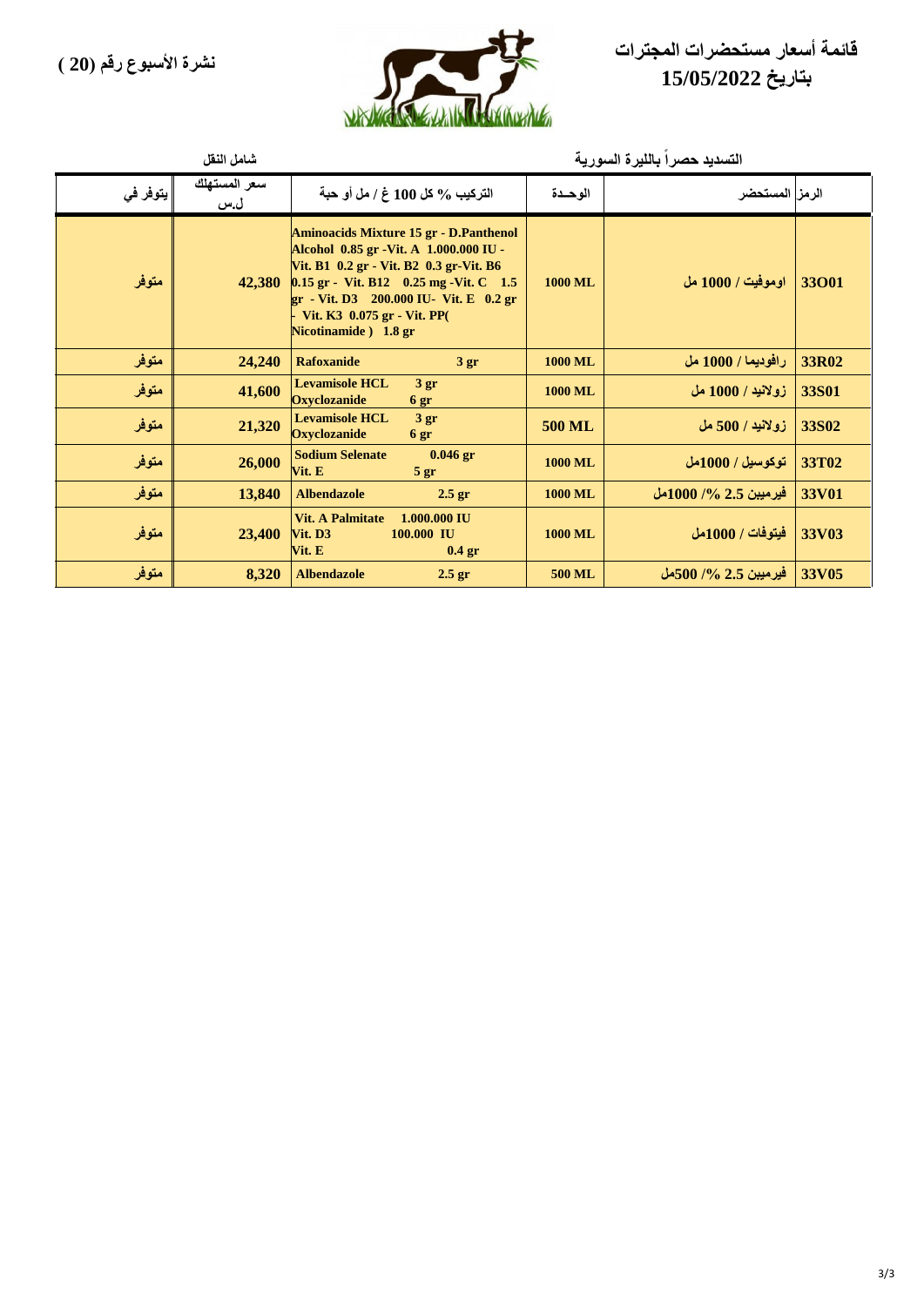# قائمة أسعار مستحضرات المجترات
# بتاريخ 15/05/2022

**نشرة الأسبوع رقم (20 )**

**التسديد حصراً بالليرة السورية** — **شامل النقل**

| الرمز | المستحضر | الوحـدة | التركيب % كل 100 غ / مل أو حبة | سعر المستهلك ل.س | يتوفر في |
|---|---|---|---|---|---|
| 33O01 | اوموفيت / 1000 مل | 1000 ML | Aminoacids Mixture 15 gr - D.Panthenol Alcohol 0.85 gr -Vit. A 1.000.000 IU - Vit. B1 0.2 gr - Vit. B2 0.3 gr-Vit. B6 0.15 gr - Vit. B12 0.25 mg -Vit. C 1.5 gr - Vit. D3 200.000 IU- Vit. E 0.2 gr - Vit. K3 0.075 gr - Vit. PP( Nicotinamide ) 1.8 gr | 42,380 | متوفر |
| 33R02 | رافوديما / 1000 مل | 1000 ML | Rafoxanide 3 gr | 24,240 | متوفر |
| 33S01 | زولانيد / 1000 مل | 1000 ML | Levamisole HCL 3 gr<br>Oxyclozanide 6 gr | 41,600 | متوفر |
| 33S02 | زولانيد / 500 مل | 500 ML | Levamisole HCL 3 gr<br>Oxyclozanide 6 gr | 21,320 | متوفر |
| 33T02 | توكوسيل / 1000مل | 1000 ML | Sodium Selenate 0.046 gr<br>Vit. E 5 gr | 26,000 | متوفر |
| 33V01 | فيرمين 2.5 %/ 1000مل | 1000 ML | Albendazole 2.5 gr | 13,840 | متوفر |
| 33V03 | فيتوفات / 1000مل | 1000 ML | Vit. A Palmitate 1.000.000 IU<br>Vit. D3 100.000 IU<br>Vit. E 0.4 gr | 23,400 | متوفر |
| 33V05 | فيرمين 2.5 %/ 500مل | 500 ML | Albendazole 2.5 gr | 8,320 | متوفر |